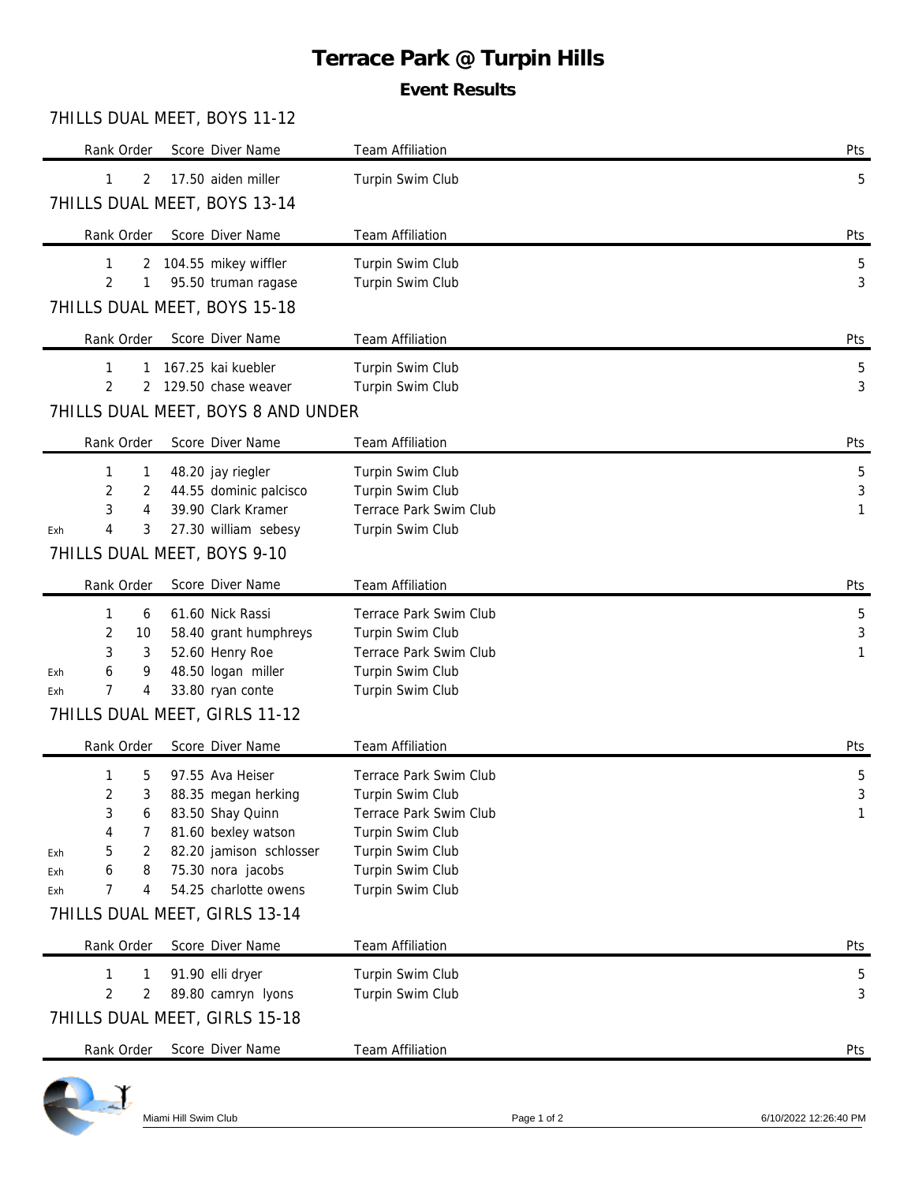# Terrace Park @ Turpin Hills

## Event Results

### 7HILLS DUAL MEET, BOYS 11-12

| | Rank | Order | Score | Diver Name | Team Affiliation | Pts |
|---|---|---|---|---|---|---|
| | 1 | 2 | 17.50 | aiden miller | Turpin Swim Club | 5 |

### 7HILLS DUAL MEET, BOYS 13-14

| | Rank | Order | Score | Diver Name | Team Affiliation | Pts |
|---|---|---|---|---|---|---|
| | 1 | 2 | 104.55 | mikey wiffler | Turpin Swim Club | 5 |
| | 2 | 1 | 95.50 | truman ragase | Turpin Swim Club | 3 |

### 7HILLS DUAL MEET, BOYS 15-18

| | Rank | Order | Score | Diver Name | Team Affiliation | Pts |
|---|---|---|---|---|---|---|
| | 1 | 1 | 167.25 | kai kuebler | Turpin Swim Club | 5 |
| | 2 | 2 | 129.50 | chase weaver | Turpin Swim Club | 3 |

### 7HILLS DUAL MEET, BOYS 8 AND UNDER

| | Rank | Order | Score | Diver Name | Team Affiliation | Pts |
|---|---|---|---|---|---|---|
| | 1 | 1 | 48.20 | jay riegler | Turpin Swim Club | 5 |
| | 2 | 2 | 44.55 | dominic palcisco | Turpin Swim Club | 3 |
| | 3 | 4 | 39.90 | Clark Kramer | Terrace Park Swim Club | 1 |
| Exh | 4 | 3 | 27.30 | william sebesy | Turpin Swim Club | |

### 7HILLS DUAL MEET, BOYS 9-10

| | Rank | Order | Score | Diver Name | Team Affiliation | Pts |
|---|---|---|---|---|---|---|
| | 1 | 6 | 61.60 | Nick Rassi | Terrace Park Swim Club | 5 |
| | 2 | 10 | 58.40 | grant humphreys | Turpin Swim Club | 3 |
| | 3 | 3 | 52.60 | Henry Roe | Terrace Park Swim Club | 1 |
| Exh | 6 | 9 | 48.50 | logan miller | Turpin Swim Club | |
| Exh | 7 | 4 | 33.80 | ryan conte | Turpin Swim Club | |

### 7HILLS DUAL MEET, GIRLS 11-12

| | Rank | Order | Score | Diver Name | Team Affiliation | Pts |
|---|---|---|---|---|---|---|
| | 1 | 5 | 97.55 | Ava Heiser | Terrace Park Swim Club | 5 |
| | 2 | 3 | 88.35 | megan herking | Turpin Swim Club | 3 |
| | 3 | 6 | 83.50 | Shay Quinn | Terrace Park Swim Club | 1 |
| | 4 | 7 | 81.60 | bexley watson | Turpin Swim Club | |
| Exh | 5 | 2 | 82.20 | jamison schlosser | Turpin Swim Club | |
| Exh | 6 | 8 | 75.30 | nora jacobs | Turpin Swim Club | |
| Exh | 7 | 4 | 54.25 | charlotte owens | Turpin Swim Club | |

### 7HILLS DUAL MEET, GIRLS 13-14

| | Rank | Order | Score | Diver Name | Team Affiliation | Pts |
|---|---|---|---|---|---|---|
| | 1 | 1 | 91.90 | elli dryer | Turpin Swim Club | 5 |
| | 2 | 2 | 89.80 | camryn lyons | Turpin Swim Club | 3 |

### 7HILLS DUAL MEET, GIRLS 15-18

| | Rank | Order | Score | Diver Name | Team Affiliation | Pts |
|---|---|---|---|---|---|---|

Miami Hill Swim Club 6/10/2022 12:26:40 PM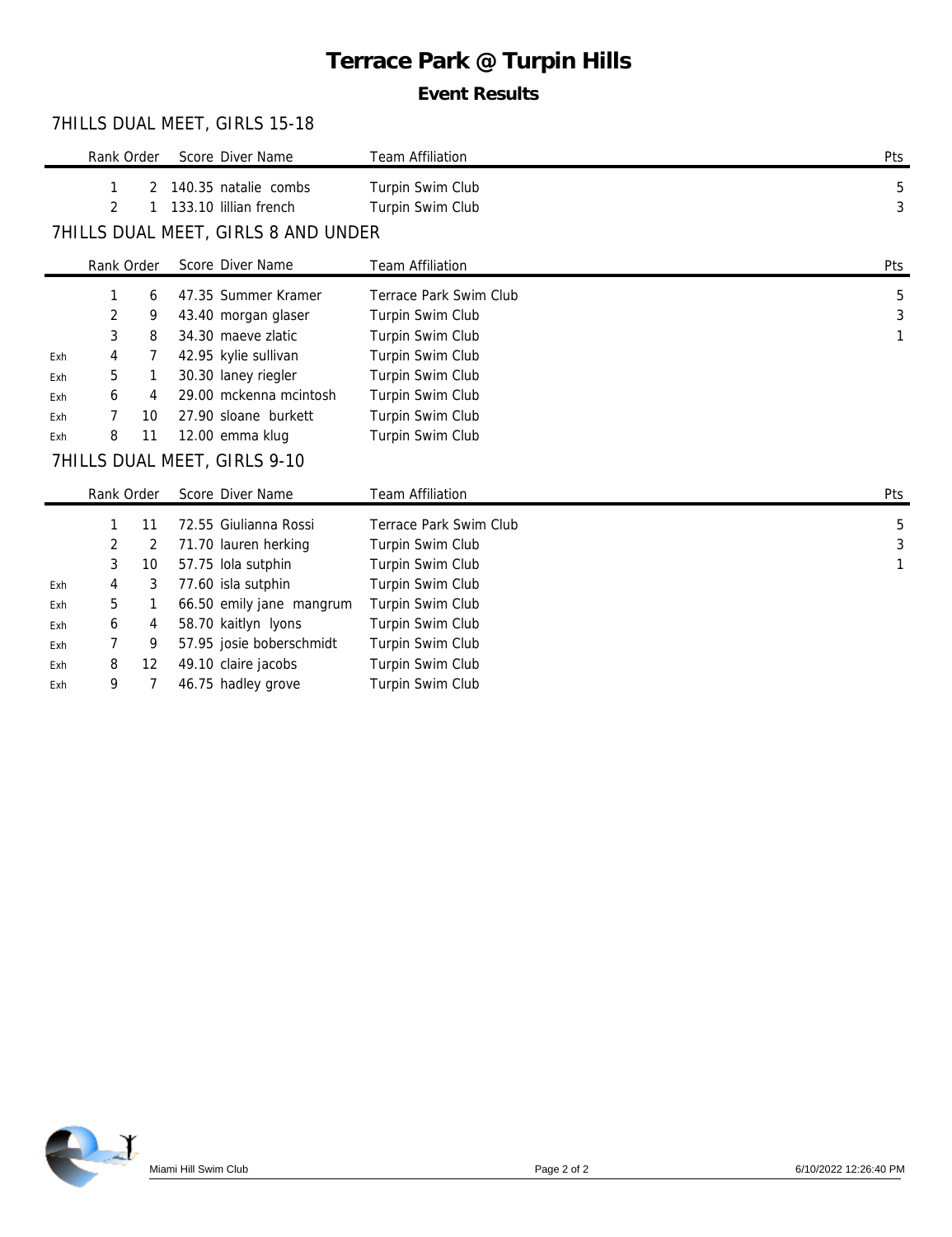# Terrace Park @ Turpin Hills

## Event Results

### 7HILLS DUAL MEET, GIRLS 15-18

| | Rank | Order | Score | Diver Name | Team Affiliation | Pts |
|---|---|---|---|---|---|---|
| | 1 | 2 | 140.35 | natalie combs | Turpin Swim Club | 5 |
| | 2 | 1 | 133.10 | lillian french | Turpin Swim Club | 3 |

### 7HILLS DUAL MEET, GIRLS 8 AND UNDER

| | Rank | Order | Score | Diver Name | Team Affiliation | Pts |
|---|---|---|---|---|---|---|
| | 1 | 6 | 47.35 | Summer Kramer | Terrace Park Swim Club | 5 |
| | 2 | 9 | 43.40 | morgan glaser | Turpin Swim Club | 3 |
| | 3 | 8 | 34.30 | maeve zlatic | Turpin Swim Club | 1 |
| Exh | 4 | 7 | 42.95 | kylie sullivan | Turpin Swim Club | |
| Exh | 5 | 1 | 30.30 | laney riegler | Turpin Swim Club | |
| Exh | 6 | 4 | 29.00 | mckenna mcintosh | Turpin Swim Club | |
| Exh | 7 | 10 | 27.90 | sloane burkett | Turpin Swim Club | |
| Exh | 8 | 11 | 12.00 | emma klug | Turpin Swim Club | |

### 7HILLS DUAL MEET, GIRLS 9-10

| | Rank | Order | Score | Diver Name | Team Affiliation | Pts |
|---|---|---|---|---|---|---|
| | 1 | 11 | 72.55 | Giulianna Rossi | Terrace Park Swim Club | 5 |
| | 2 | 2 | 71.70 | lauren herking | Turpin Swim Club | 3 |
| | 3 | 10 | 57.75 | lola sutphin | Turpin Swim Club | 1 |
| Exh | 4 | 3 | 77.60 | isla sutphin | Turpin Swim Club | |
| Exh | 5 | 1 | 66.50 | emily jane mangrum | Turpin Swim Club | |
| Exh | 6 | 4 | 58.70 | kaitlyn lyons | Turpin Swim Club | |
| Exh | 7 | 9 | 57.95 | josie boberschmidt | Turpin Swim Club | |
| Exh | 8 | 12 | 49.10 | claire jacobs | Turpin Swim Club | |
| Exh | 9 | 7 | 46.75 | hadley grove | Turpin Swim Club | |